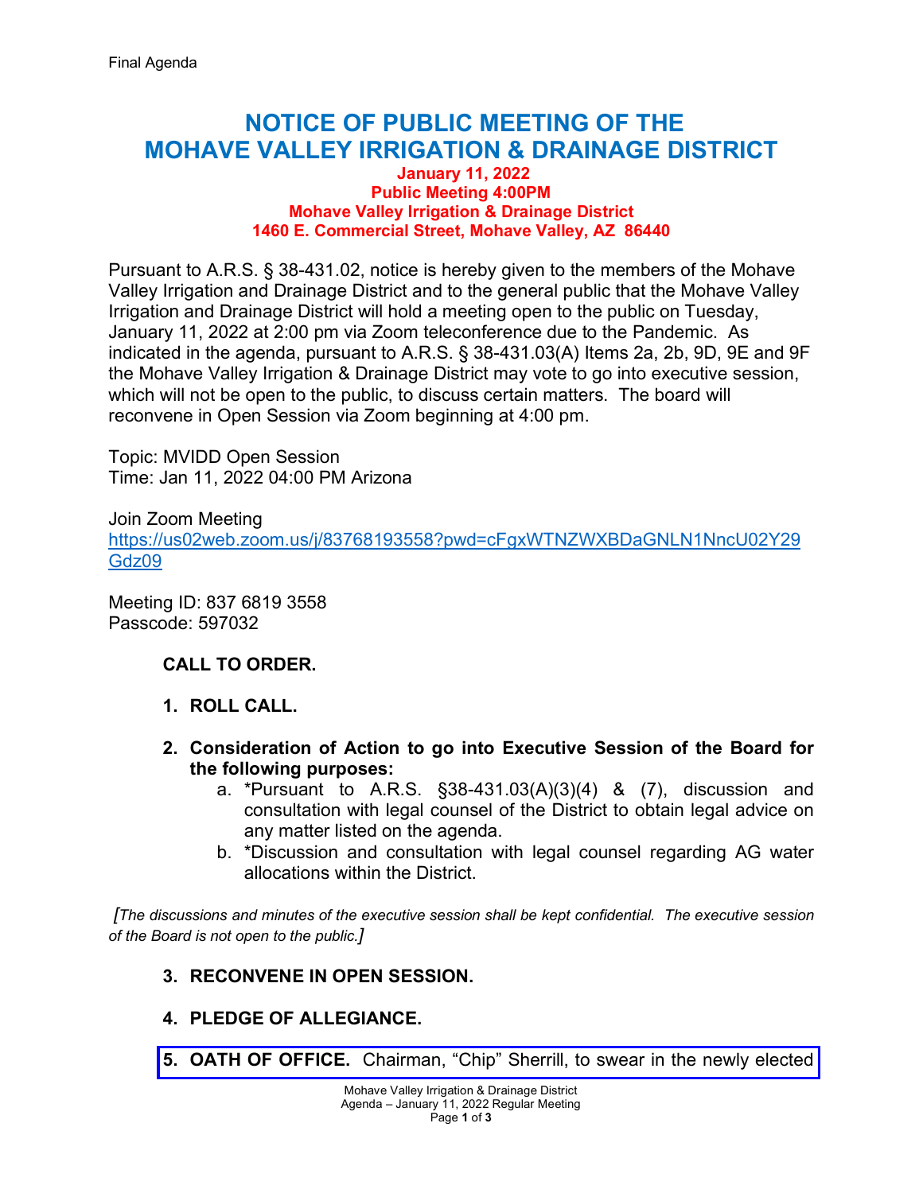Final Agenda

# NOTICE OF PUBLIC MEETING OF THE MOHAVE VALLEY IRRIGATION & DRAINAGE DISTRICT

**January 11, 2022**
**Public Meeting 4:00PM**
**Mohave Valley Irrigation & Drainage District**
**1460 E. Commercial Street, Mohave Valley, AZ 86440**

Pursuant to A.R.S. § 38-431.02, notice is hereby given to the members of the Mohave Valley Irrigation and Drainage District and to the general public that the Mohave Valley Irrigation and Drainage District will hold a meeting open to the public on Tuesday, January 11, 2022 at 2:00 pm via Zoom teleconference due to the Pandemic. As indicated in the agenda, pursuant to A.R.S. § 38-431.03(A) Items 2a, 2b, 9D, 9E and 9F the Mohave Valley Irrigation & Drainage District may vote to go into executive session, which will not be open to the public, to discuss certain matters. The board will reconvene in Open Session via Zoom beginning at 4:00 pm.

Topic: MVIDD Open Session
Time: Jan 11, 2022 04:00 PM Arizona

Join Zoom Meeting
https://us02web.zoom.us/j/83768193558?pwd=cFgxWTNZWXBDaGNLN1NncU02Y29Gdz09

Meeting ID: 837 6819 3558
Passcode: 597032

**CALL TO ORDER.**

1. **ROLL CALL.**

2. **Consideration of Action to go into Executive Session of the Board for the following purposes:**
   a. *Pursuant to A.R.S. §38-431.03(A)(3)(4) & (7), discussion and consultation with legal counsel of the District to obtain legal advice on any matter listed on the agenda.
   b. *Discussion and consultation with legal counsel regarding AG water allocations within the District.

*[The discussions and minutes of the executive session shall be kept confidential. The executive session of the Board is not open to the public.]*

3. **RECONVENE IN OPEN SESSION.**

4. **PLEDGE OF ALLEGIANCE.**

5. **OATH OF OFFICE.** Chairman, “Chip” Sherrill, to swear in the newly elected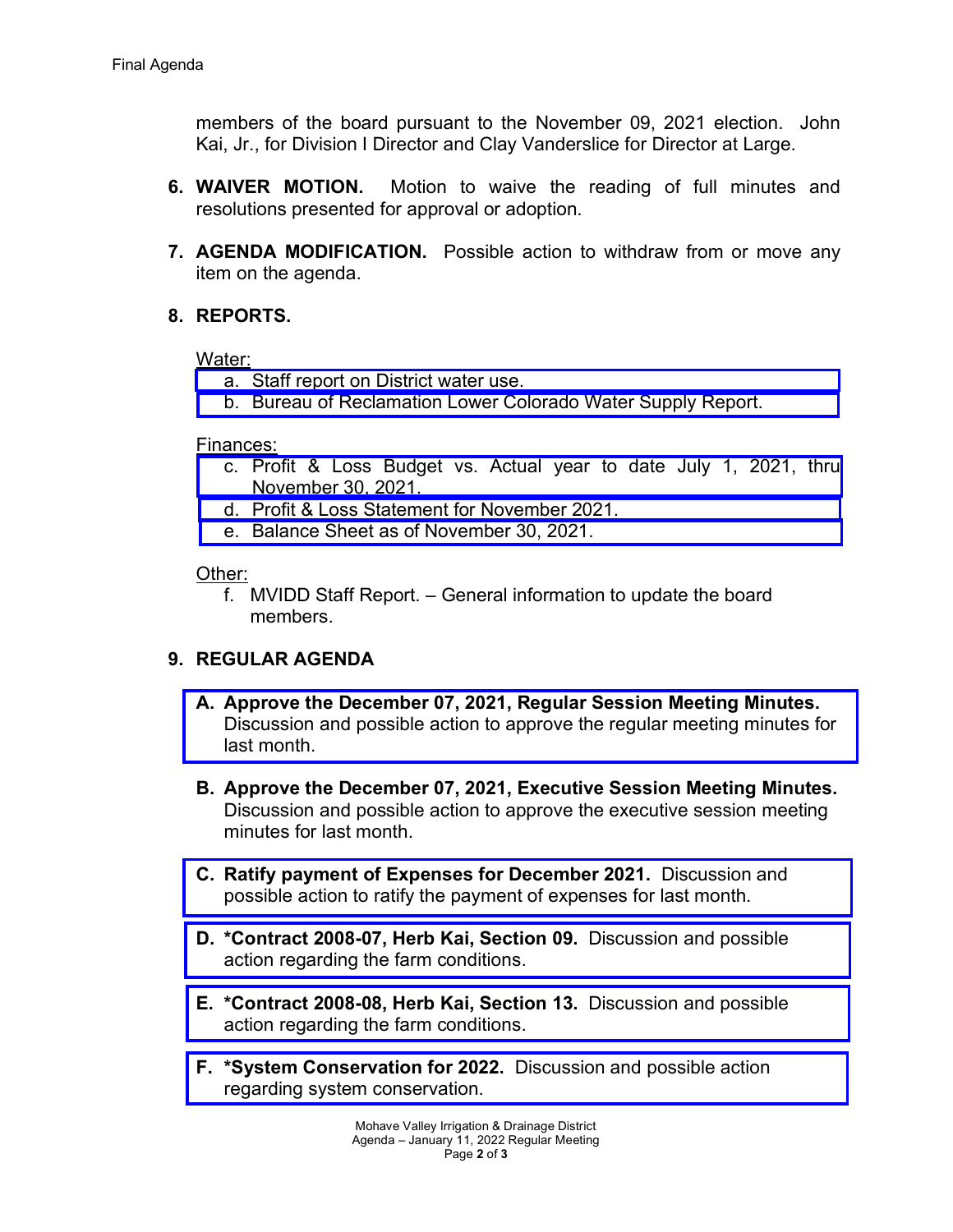members of the board pursuant to the November 09, 2021 election. John Kai, Jr., for Division I Director and Clay Vanderslice for Director at Large.

6. **WAIVER MOTION.** Motion to waive the reading of full minutes and resolutions presented for approval or adoption.

7. **AGENDA MODIFICATION.** Possible action to withdraw from or move any item on the agenda.

8. **REPORTS.**

   Water:
   - a. Staff report on District water use.
   - b. Bureau of Reclamation Lower Colorado Water Supply Report.

   Finances:
   - c. Profit & Loss Budget vs. Actual year to date July 1, 2021, thru November 30, 2021.
   - d. Profit & Loss Statement for November 2021.
   - e. Balance Sheet as of November 30, 2021.

   Other:
   - f. MVIDD Staff Report. – General information to update the board members.

9. **REGULAR AGENDA**

   - **A. Approve the December 07, 2021, Regular Session Meeting Minutes.** Discussion and possible action to approve the regular meeting minutes for last month.

   - **B. Approve the December 07, 2021, Executive Session Meeting Minutes.** Discussion and possible action to approve the executive session meeting minutes for last month.

   - **C. Ratify payment of Expenses for December 2021.** Discussion and possible action to ratify the payment of expenses for last month.

   - **D. *Contract 2008-07, Herb Kai, Section 09.** Discussion and possible action regarding the farm conditions.

   - **E. *Contract 2008-08, Herb Kai, Section 13.** Discussion and possible action regarding the farm conditions.

   - **F. *System Conservation for 2022.** Discussion and possible action regarding system conservation.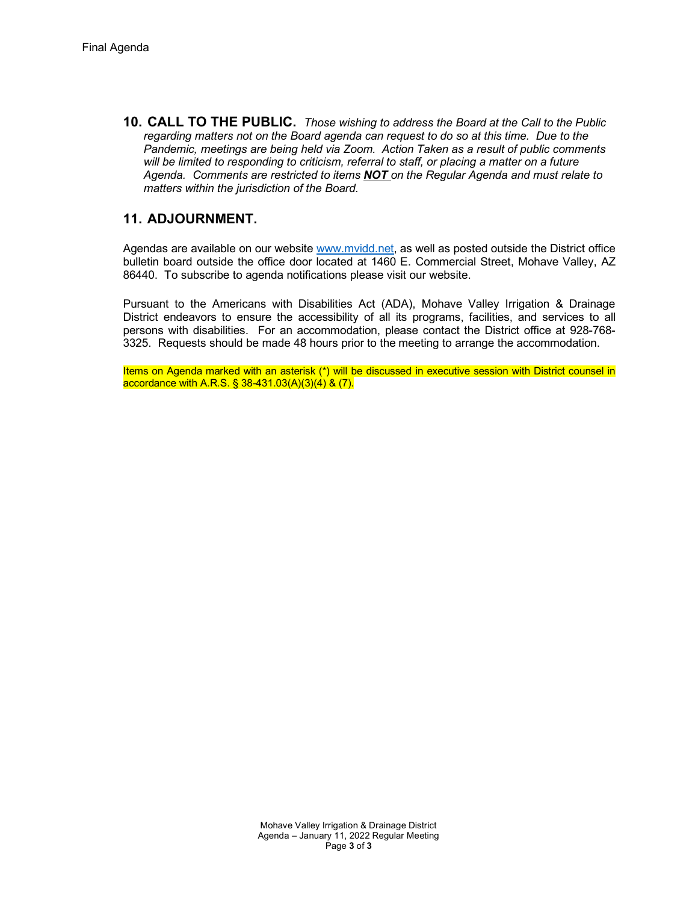**10. CALL TO THE PUBLIC.** *Those wishing to address the Board at the Call to the Public regarding matters not on the Board agenda can request to do so at this time. Due to the Pandemic, meetings are being held via Zoom. Action Taken as a result of public comments will be limited to responding to criticism, referral to staff, or placing a matter on a future Agenda. Comments are restricted to items **NOT** on the Regular Agenda and must relate to matters within the jurisdiction of the Board.*

**11. ADJOURNMENT.**

Agendas are available on our website www.mvidd.net, as well as posted outside the District office bulletin board outside the office door located at 1460 E. Commercial Street, Mohave Valley, AZ 86440. To subscribe to agenda notifications please visit our website.

Pursuant to the Americans with Disabilities Act (ADA), Mohave Valley Irrigation & Drainage District endeavors to ensure the accessibility of all its programs, facilities, and services to all persons with disabilities. For an accommodation, please contact the District office at 928-768-3325. Requests should be made 48 hours prior to the meeting to arrange the accommodation.

Items on Agenda marked with an asterisk (*) will be discussed in executive session with District counsel in accordance with A.R.S. § 38-431.03(A)(3)(4) & (7).